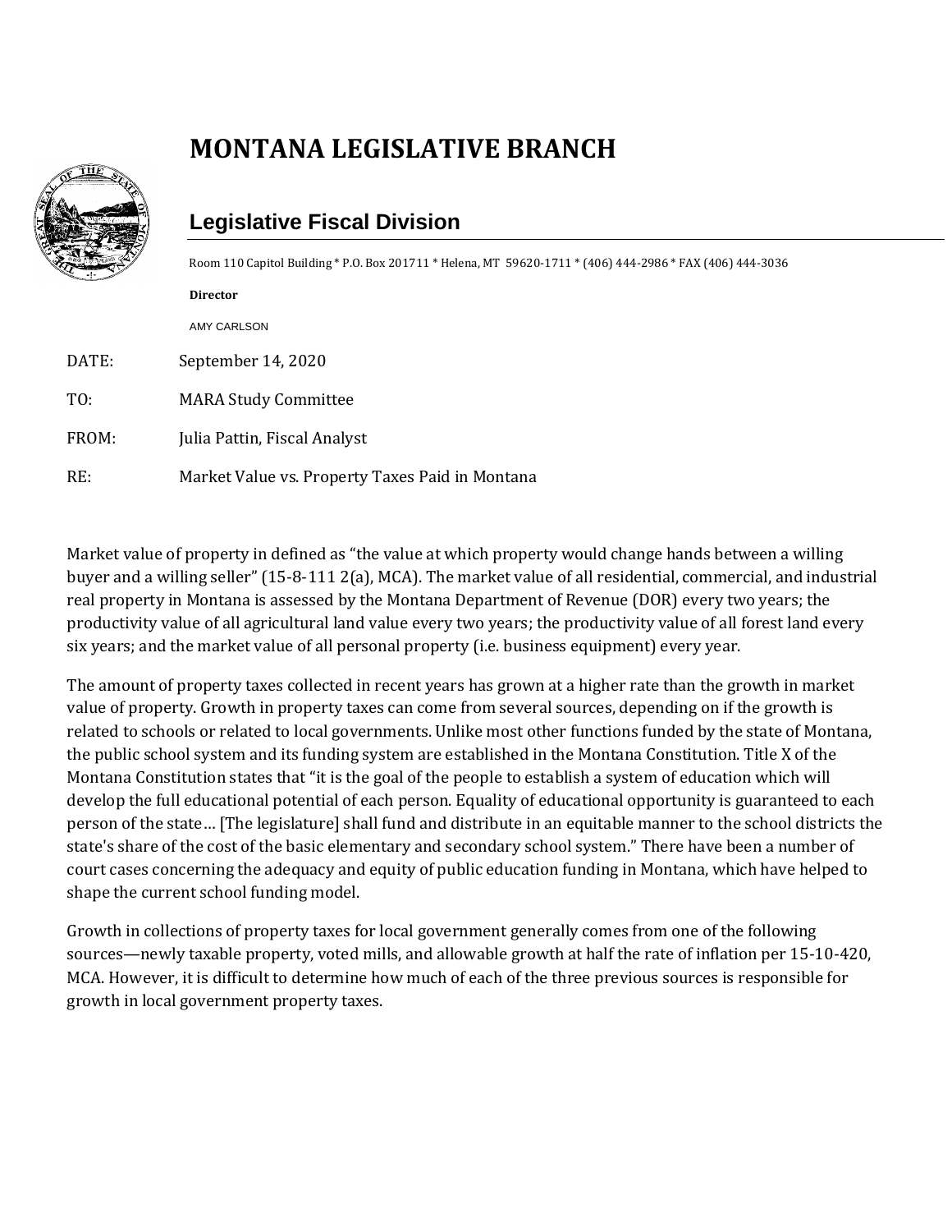# MONTANA LEGISLATIVE BRANCH

## Legislative Fiscal Division

Room 110 Capitol Building * P.O. Box 201711 * Helena, MT 59620-1711 * (406) 444-2986 * FAX (406) 444-3036

**Director**

AMY CARLSON

DATE: September 14, 2020

TO: MARA Study Committee

FROM: Julia Pattin, Fiscal Analyst

RE: Market Value vs. Property Taxes Paid in Montana

Market value of property in defined as "the value at which property would change hands between a willing buyer and a willing seller" (15-8-111 2(a), MCA). The market value of all residential, commercial, and industrial real property in Montana is assessed by the Montana Department of Revenue (DOR) every two years; the productivity value of all agricultural land value every two years; the productivity value of all forest land every six years; and the market value of all personal property (i.e. business equipment) every year.

The amount of property taxes collected in recent years has grown at a higher rate than the growth in market value of property. Growth in property taxes can come from several sources, depending on if the growth is related to schools or related to local governments. Unlike most other functions funded by the state of Montana, the public school system and its funding system are established in the Montana Constitution. Title X of the Montana Constitution states that "it is the goal of the people to establish a system of education which will develop the full educational potential of each person. Equality of educational opportunity is guaranteed to each person of the state… [The legislature] shall fund and distribute in an equitable manner to the school districts the state's share of the cost of the basic elementary and secondary school system." There have been a number of court cases concerning the adequacy and equity of public education funding in Montana, which have helped to shape the current school funding model.

Growth in collections of property taxes for local government generally comes from one of the following sources—newly taxable property, voted mills, and allowable growth at half the rate of inflation per 15-10-420, MCA. However, it is difficult to determine how much of each of the three previous sources is responsible for growth in local government property taxes.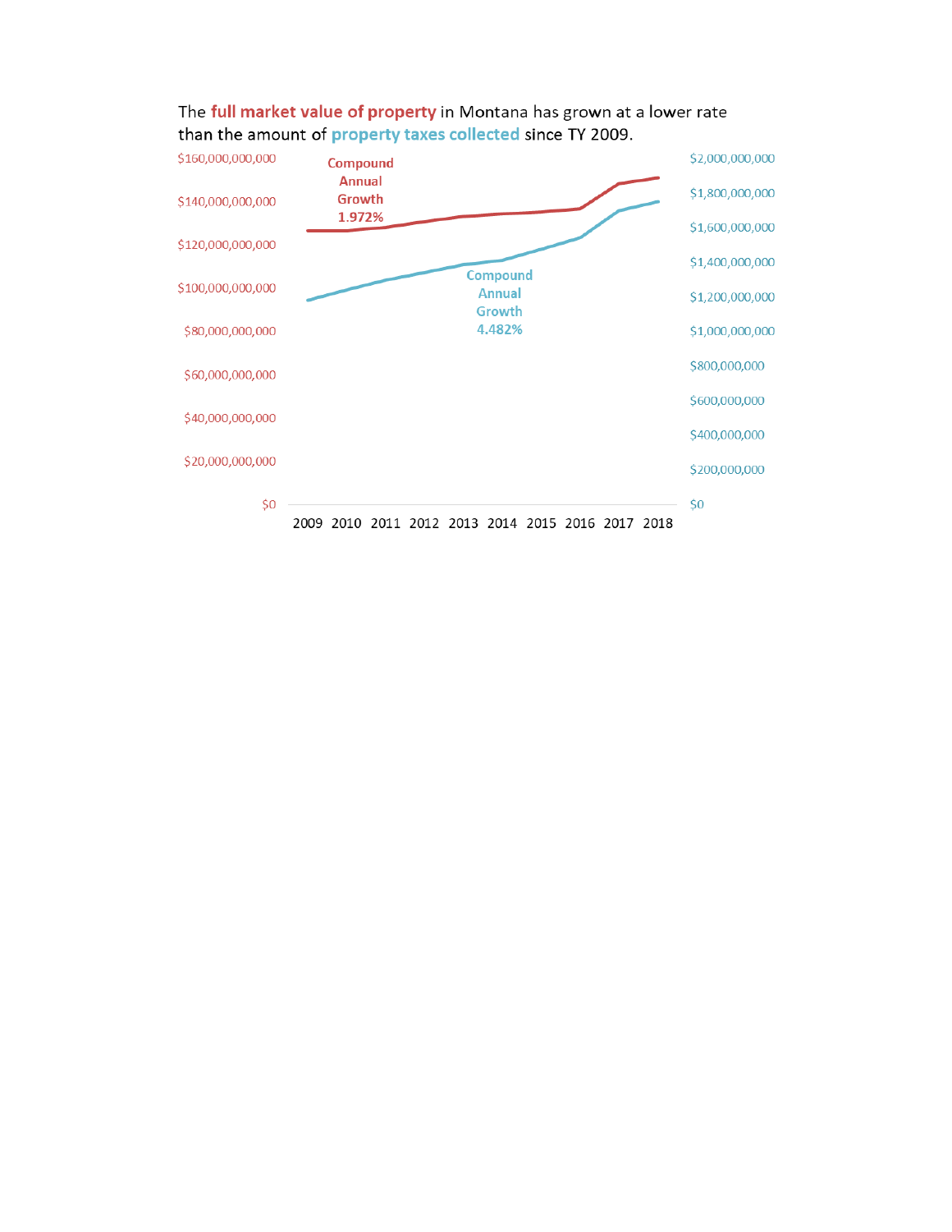The **full market value of property** in Montana has grown at a lower rate than the amount of **property taxes collected** since TY 2009.

Compound Annual Growth 1.972%

Compound Annual Growth 4.482%

| $160,000,000,000 | $2,000,000,000 |
|---|---|
| $140,000,000,000 | $1,800,000,000 |
| $120,000,000,000 | $1,600,000,000 |
| $100,000,000,000 | $1,400,000,000 |
| $80,000,000,000 | $1,200,000,000 |
| $60,000,000,000 | $1,000,000,000 |
| $40,000,000,000 | $800,000,000 |
| $20,000,000,000 | $600,000,000 |
| $0 | $400,000,000 |
| | $200,000,000 |
| | $0 |

2009 2010 2011 2012 2013 2014 2015 2016 2017 2018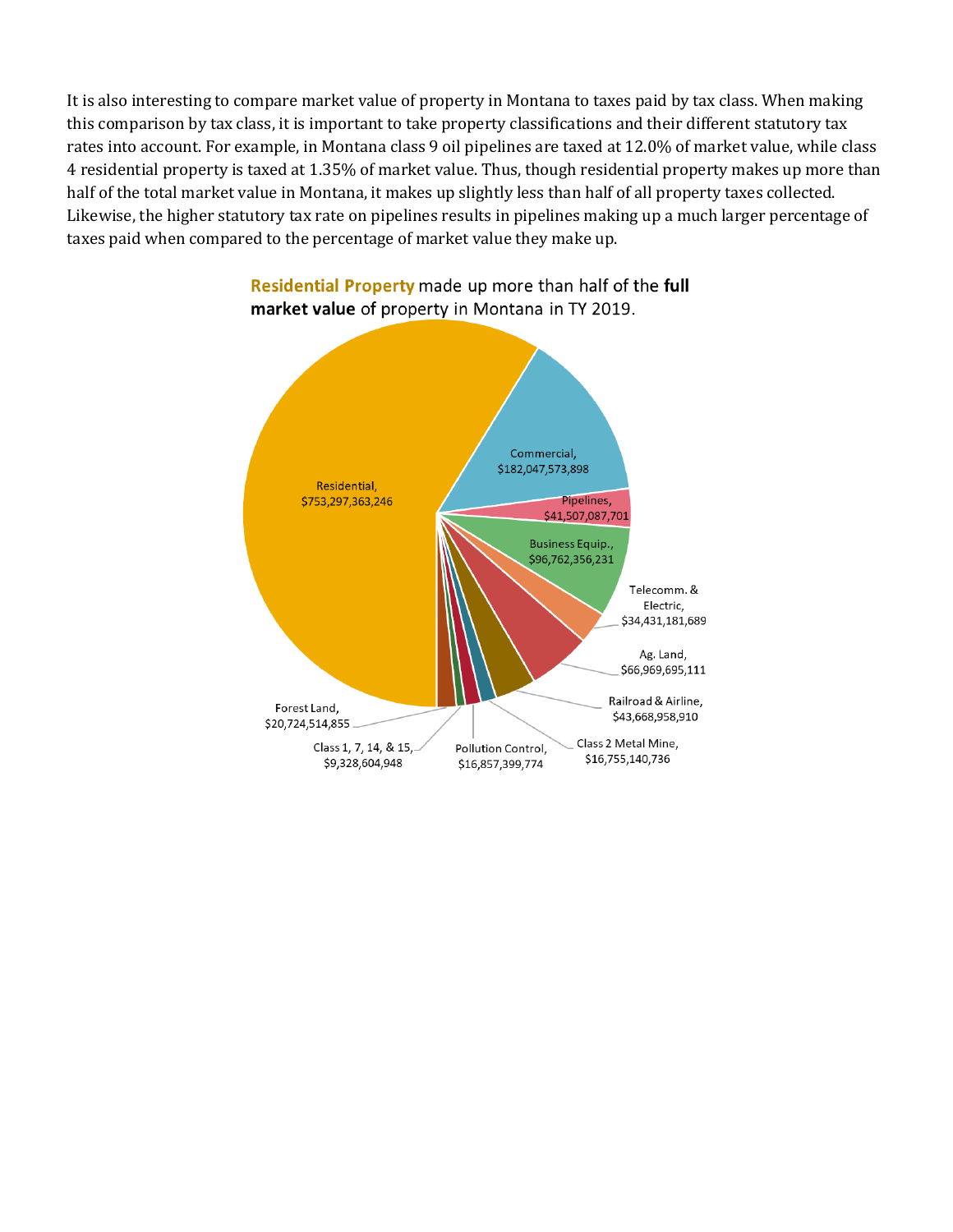It is also interesting to compare market value of property in Montana to taxes paid by tax class. When making this comparison by tax class, it is important to take property classifications and their different statutory tax rates into account. For example, in Montana class 9 oil pipelines are taxed at 12.0% of market value, while class 4 residential property is taxed at 1.35% of market value. Thus, though residential property makes up more than half of the total market value in Montana, it makes up slightly less than half of all property taxes collected. Likewise, the higher statutory tax rate on pipelines results in pipelines making up a much larger percentage of taxes paid when compared to the percentage of market value they make up.

**Residential Property** made up more than half of the **full market value** of property in Montana in TY 2019.

| Category | Market Value |
|---|---|
| Residential | $753,297,363,246 |
| Commercial | $182,047,573,898 |
| Pipelines | $41,507,087,701 |
| Business Equip. | $96,762,356,231 |
| Telecomm. & Electric | $34,431,181,689 |
| Ag. Land | $66,969,695,111 |
| Railroad & Airline | $43,668,958,910 |
| Class 2 Metal Mine | $16,755,140,736 |
| Pollution Control | $16,857,399,774 |
| Class 1, 7, 14, & 15 | $9,328,604,948 |
| Forest Land | $20,724,514,855 |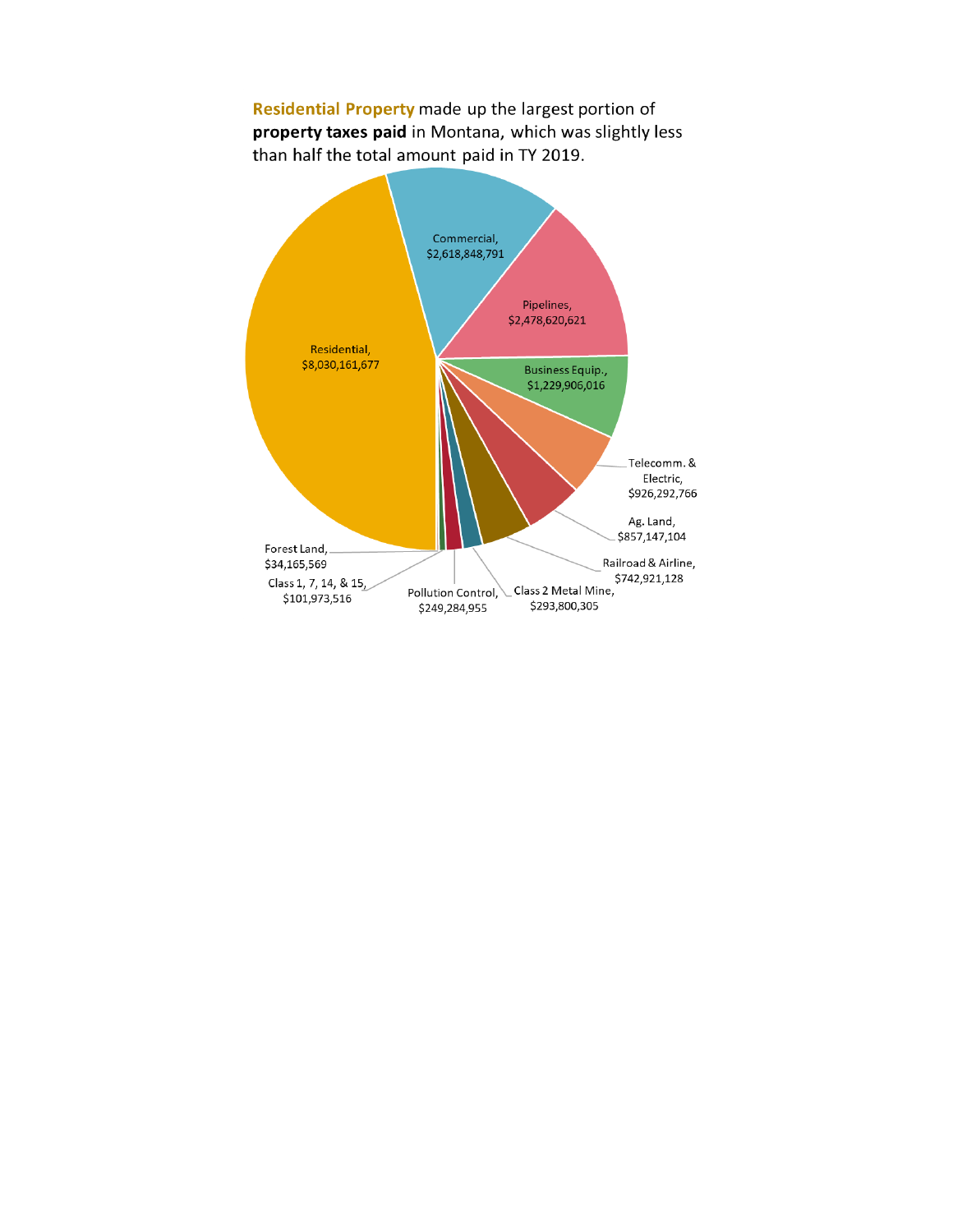**Residential Property** made up the largest portion of **property taxes paid** in Montana, which was slightly less than half the total amount paid in TY 2019.

Commercial, $2,618,848,791

Pipelines, $2,478,620,621

Residential, $8,030,161,677

Business Equip., $1,229,906,016

Telecomm. & Electric, $926,292,766

Ag. Land, $857,147,104

Railroad & Airline, $742,921,128

Class 2 Metal Mine, $293,800,305

Pollution Control, $249,284,955

Class 1, 7, 14, & 15, $101,973,516

Forest Land, $34,165,569